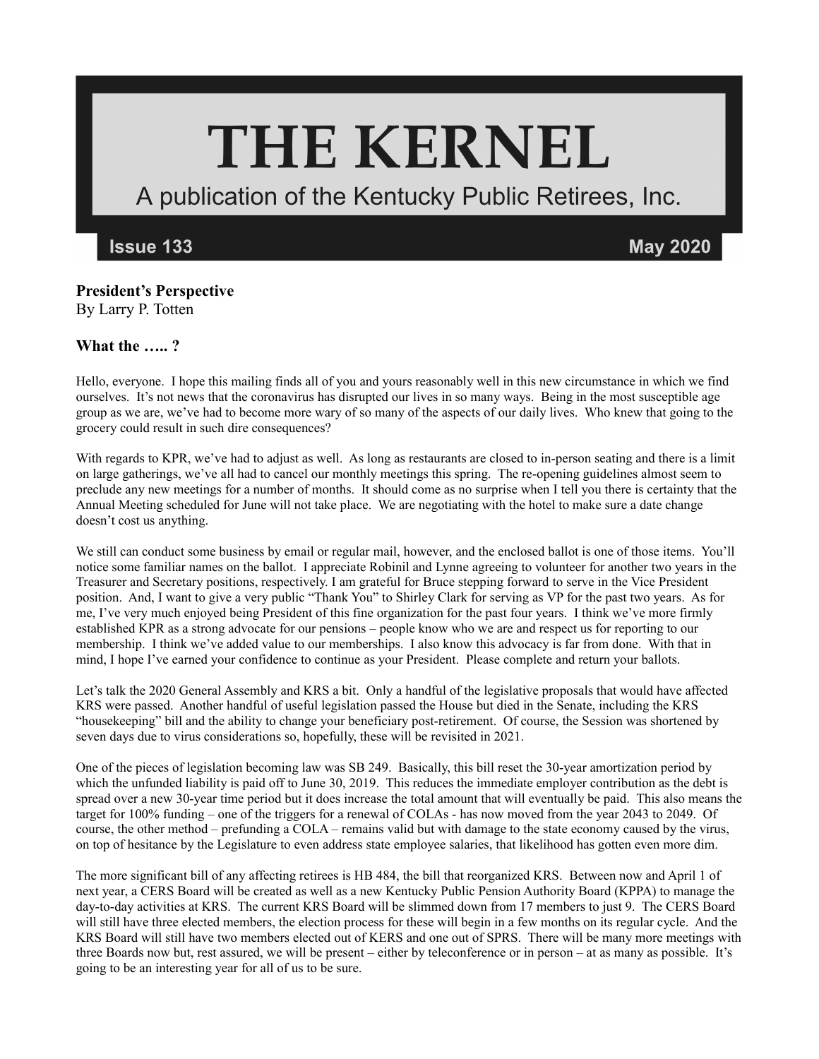# THE KERNEL

A publication of the Kentucky Public Retirees, Inc.

Issue 133 May 2020

**President's Perspective**
By Larry P. Totten

### What the ….. ?

Hello, everyone. I hope this mailing finds all of you and yours reasonably well in this new circumstance in which we find ourselves. It's not news that the coronavirus has disrupted our lives in so many ways. Being in the most susceptible age group as we are, we've had to become more wary of so many of the aspects of our daily lives. Who knew that going to the grocery could result in such dire consequences?

With regards to KPR, we've had to adjust as well. As long as restaurants are closed to in-person seating and there is a limit on large gatherings, we've all had to cancel our monthly meetings this spring. The re-opening guidelines almost seem to preclude any new meetings for a number of months. It should come as no surprise when I tell you there is certainty that the Annual Meeting scheduled for June will not take place. We are negotiating with the hotel to make sure a date change doesn't cost us anything.

We still can conduct some business by email or regular mail, however, and the enclosed ballot is one of those items. You'll notice some familiar names on the ballot. I appreciate Robinil and Lynne agreeing to volunteer for another two years in the Treasurer and Secretary positions, respectively. I am grateful for Bruce stepping forward to serve in the Vice President position. And, I want to give a very public "Thank You" to Shirley Clark for serving as VP for the past two years. As for me, I've very much enjoyed being President of this fine organization for the past four years. I think we've more firmly established KPR as a strong advocate for our pensions – people know who we are and respect us for reporting to our membership. I think we've added value to our memberships. I also know this advocacy is far from done. With that in mind, I hope I've earned your confidence to continue as your President. Please complete and return your ballots.

Let's talk the 2020 General Assembly and KRS a bit. Only a handful of the legislative proposals that would have affected KRS were passed. Another handful of useful legislation passed the House but died in the Senate, including the KRS "housekeeping" bill and the ability to change your beneficiary post-retirement. Of course, the Session was shortened by seven days due to virus considerations so, hopefully, these will be revisited in 2021.

One of the pieces of legislation becoming law was SB 249. Basically, this bill reset the 30-year amortization period by which the unfunded liability is paid off to June 30, 2019. This reduces the immediate employer contribution as the debt is spread over a new 30-year time period but it does increase the total amount that will eventually be paid. This also means the target for 100% funding – one of the triggers for a renewal of COLAs - has now moved from the year 2043 to 2049. Of course, the other method – prefunding a COLA – remains valid but with damage to the state economy caused by the virus, on top of hesitance by the Legislature to even address state employee salaries, that likelihood has gotten even more dim.

The more significant bill of any affecting retirees is HB 484, the bill that reorganized KRS. Between now and April 1 of next year, a CERS Board will be created as well as a new Kentucky Public Pension Authority Board (KPPA) to manage the day-to-day activities at KRS. The current KRS Board will be slimmed down from 17 members to just 9. The CERS Board will still have three elected members, the election process for these will begin in a few months on its regular cycle. And the KRS Board will still have two members elected out of KERS and one out of SPRS. There will be many more meetings with three Boards now but, rest assured, we will be present – either by teleconference or in person – at as many as possible. It's going to be an interesting year for all of us to be sure.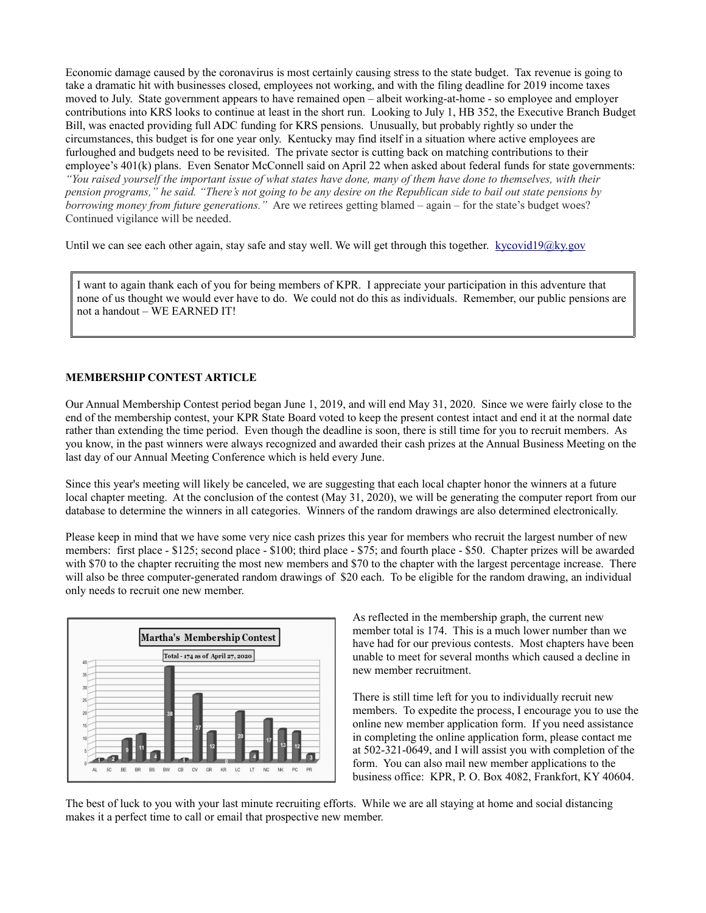Economic damage caused by the coronavirus is most certainly causing stress to the state budget. Tax revenue is going to take a dramatic hit with businesses closed, employees not working, and with the filing deadline for 2019 income taxes moved to July. State government appears to have remained open – albeit working-at-home - so employee and employer contributions into KRS looks to continue at least in the short run. Looking to July 1, HB 352, the Executive Branch Budget Bill, was enacted providing full ADC funding for KRS pensions. Unusually, but probably rightly so under the circumstances, this budget is for one year only. Kentucky may find itself in a situation where active employees are furloughed and budgets need to be revisited. The private sector is cutting back on matching contributions to their employee's 401(k) plans. Even Senator McConnell said on April 22 when asked about federal funds for state governments: *"You raised yourself the important issue of what states have done, many of them have done to themselves, with their pension programs," he said. "There's not going to be any desire on the Republican side to bail out state pensions by borrowing money from future generations."* Are we retirees getting blamed – again – for the state's budget woes? Continued vigilance will be needed.

Until we can see each other again, stay safe and stay well. We will get through this together. kycovid19@ky.gov

> I want to again thank each of you for being members of KPR. I appreciate your participation in this adventure that none of us thought we would ever have to do. We could not do this as individuals. Remember, our public pensions are not a handout – WE EARNED IT!

**MEMBERSHIP CONTEST ARTICLE**

Our Annual Membership Contest period began June 1, 2019, and will end May 31, 2020. Since we were fairly close to the end of the membership contest, your KPR State Board voted to keep the present contest intact and end it at the normal date rather than extending the time period. Even though the deadline is soon, there is still time for you to recruit members. As you know, in the past winners were always recognized and awarded their cash prizes at the Annual Business Meeting on the last day of our Annual Meeting Conference which is held every June.

Since this year's meeting will likely be canceled, we are suggesting that each local chapter honor the winners at a future local chapter meeting. At the conclusion of the contest (May 31, 2020), we will be generating the computer report from our database to determine the winners in all categories. Winners of the random drawings are also determined electronically.

Please keep in mind that we have some very nice cash prizes this year for members who recruit the largest number of new members: first place - $125; second place - $100; third place - $75; and fourth place - $50. Chapter prizes will be awarded with $70 to the chapter recruiting the most new members and $70 to the chapter with the largest percentage increase. There will also be three computer-generated random drawings of $20 each. To be eligible for the random drawing, an individual only needs to recruit one new member.

Martha's Membership Contest

Total - 174 as of April 27, 2020

AL 1, SC 2, BE 9, BR 11, BS 4, BW 38, CB 1, CV 27, GR 12, KR 0, LC 20, LT 4, NC 17, NK 13, PC 12, PR 3

As reflected in the membership graph, the current new member total is 174. This is a much lower number than we have had for our previous contests. Most chapters have been unable to meet for several months which caused a decline in new member recruitment.

There is still time left for you to individually recruit new members. To expedite the process, I encourage you to use the online new member application form. If you need assistance in completing the online application form, please contact me at 502-321-0649, and I will assist you with completion of the form. You can also mail new member applications to the business office: KPR, P. O. Box 4082, Frankfort, KY 40604.

The best of luck to you with your last minute recruiting efforts. While we are all staying at home and social distancing makes it a perfect time to call or email that prospective new member.